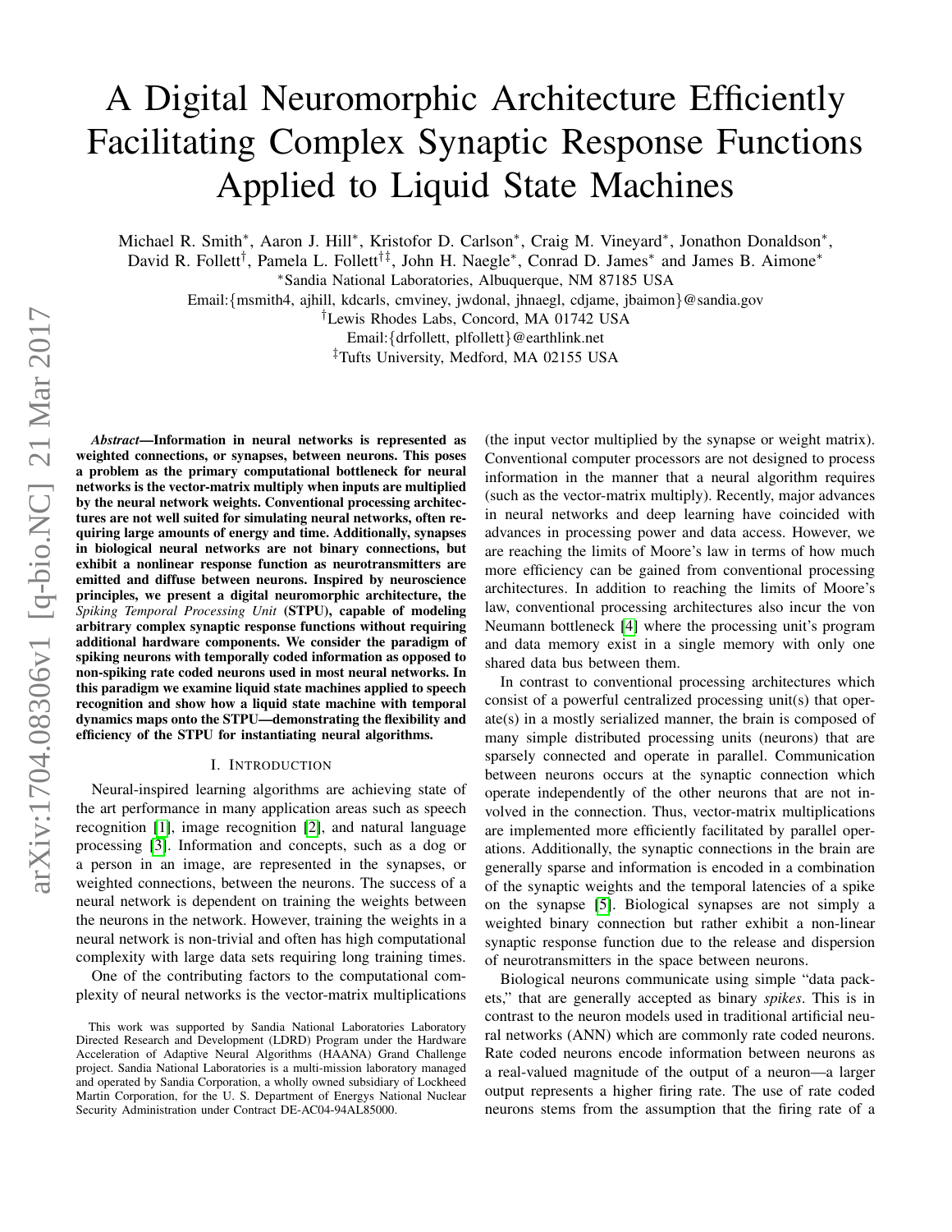# A Digital Neuromorphic Architecture Efficiently Facilitating Complex Synaptic Response Functions Applied to Liquid State Machines

Michael R. Smith*, Aaron J. Hill*, Kristofor D. Carlson*, Craig M. Vineyard*, Jonathon Donaldson*, David R. Follett†, Pamela L. Follett†‡, John H. Naegle*, Conrad D. James* and James B. Aimone*

*Sandia National Laboratories, Albuquerque, NM 87185 USA

Email:{msmith4, ajhill, kdcarls, cmviney, jwdonal, jhnaegl, cdjame, jbaimon}@sandia.gov

†Lewis Rhodes Labs, Concord, MA 01742 USA

Email:{drfollett, plfollett}@earthlink.net

‡Tufts University, Medford, MA 02155 USA

***Abstract*—Information in neural networks is represented as weighted connections, or synapses, between neurons. This poses a problem as the primary computational bottleneck for neural networks is the vector-matrix multiply when inputs are multiplied by the neural network weights. Conventional processing architectures are not well suited for simulating neural networks, often requiring large amounts of energy and time. Additionally, synapses in biological neural networks are not binary connections, but exhibit a nonlinear response function as neurotransmitters are emitted and diffuse between neurons. Inspired by neuroscience principles, we present a digital neuromorphic architecture, the *Spiking Temporal Processing Unit* (STPU), capable of modeling arbitrary complex synaptic response functions without requiring additional hardware components. We consider the paradigm of spiking neurons with temporally coded information as opposed to non-spiking rate coded neurons used in most neural networks. In this paradigm we examine liquid state machines applied to speech recognition and show how a liquid state machine with temporal dynamics maps onto the STPU—demonstrating the flexibility and efficiency of the STPU for instantiating neural algorithms.**

## I. Introduction

Neural-inspired learning algorithms are achieving state of the art performance in many application areas such as speech recognition [1], image recognition [2], and natural language processing [3]. Information and concepts, such as a dog or a person in an image, are represented in the synapses, or weighted connections, between the neurons. The success of a neural network is dependent on training the weights between the neurons in the network. However, training the weights in a neural network is non-trivial and often has high computational complexity with large data sets requiring long training times.

One of the contributing factors to the computational complexity of neural networks is the vector-matrix multiplications (the input vector multiplied by the synapse or weight matrix). Conventional computer processors are not designed to process information in the manner that a neural algorithm requires (such as the vector-matrix multiply). Recently, major advances in neural networks and deep learning have coincided with advances in processing power and data access. However, we are reaching the limits of Moore's law in terms of how much more efficiency can be gained from conventional processing architectures. In addition to reaching the limits of Moore's law, conventional processing architectures also incur the von Neumann bottleneck [4] where the processing unit's program and data memory exist in a single memory with only one shared data bus between them.

In contrast to conventional processing architectures which consist of a powerful centralized processing unit(s) that operate(s) in a mostly serialized manner, the brain is composed of many simple distributed processing units (neurons) that are sparsely connected and operate in parallel. Communication between neurons occurs at the synaptic connection which operate independently of the other neurons that are not involved in the connection. Thus, vector-matrix multiplications are implemented more efficiently facilitated by parallel operations. Additionally, the synaptic connections in the brain are generally sparse and information is encoded in a combination of the synaptic weights and the temporal latencies of a spike on the synapse [5]. Biological synapses are not simply a weighted binary connection but rather exhibit a non-linear synaptic response function due to the release and dispersion of neurotransmitters in the space between neurons.

Biological neurons communicate using simple "data packets," that are generally accepted as binary *spikes*. This is in contrast to the neuron models used in traditional artificial neural networks (ANN) which are commonly rate coded neurons. Rate coded neurons encode information between neurons as a real-valued magnitude of the output of a neuron—a larger output represents a higher firing rate. The use of rate coded neurons stems from the assumption that the firing rate of a

This work was supported by Sandia National Laboratories Laboratory Directed Research and Development (LDRD) Program under the Hardware Acceleration of Adaptive Neural Algorithms (HAANA) Grand Challenge project. Sandia National Laboratories is a multi-mission laboratory managed and operated by Sandia Corporation, a wholly owned subsidiary of Lockheed Martin Corporation, for the U. S. Department of Energys National Nuclear Security Administration under Contract DE-AC04-94AL85000.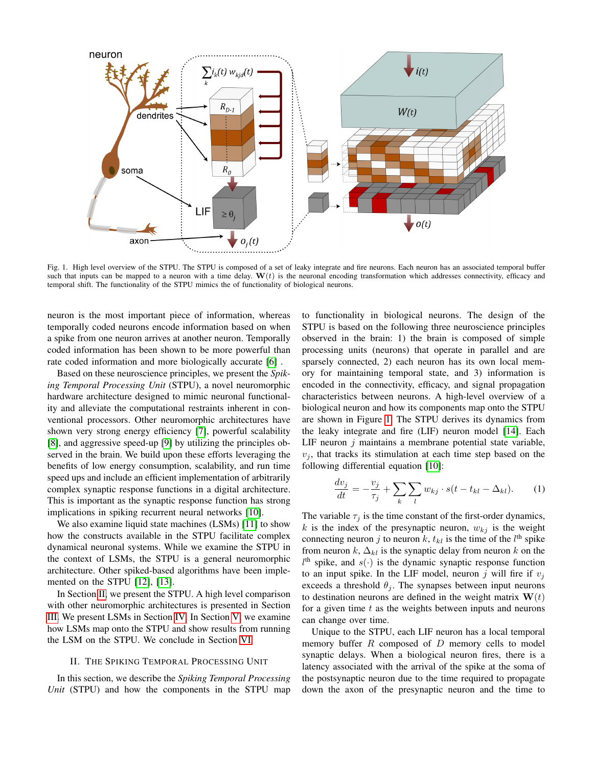Fig. 1. High level overview of the STPU. The STPU is composed of a set of leaky integrate and fire neurons. Each neuron has an associated temporal buffer such that inputs can be mapped to a neuron with a time delay. $\mathbf{W}(t)$ is the neuronal encoding transformation which addresses connectivity, efficacy and temporal shift. The functionality of the STPU mimics the of functionality of biological neurons.

neuron is the most important piece of information, whereas temporally coded neurons encode information based on when a spike from one neuron arrives at another neuron. Temporally coded information has been shown to be more powerful than rate coded information and more biologically accurate [6] .

Based on these neuroscience principles, we present the *Spiking Temporal Processing Unit* (STPU), a novel neuromorphic hardware architecture designed to mimic neuronal functionality and alleviate the computational restraints inherent in conventional processors. Other neuromorphic architectures have shown very strong energy efficiency [7], powerful scalability [8], and aggressive speed-up [9] by utilizing the principles observed in the brain. We build upon these efforts leveraging the benefits of low energy consumption, scalability, and run time speed ups and include an efficient implementation of arbitrarily complex synaptic response functions in a digital architecture. This is important as the synaptic response function has strong implications in spiking recurrent neural networks [10].

We also examine liquid state machines (LSMs) [11] to show how the constructs available in the STPU facilitate complex dynamical neuronal systems. While we examine the STPU in the context of LSMs, the STPU is a general neuromorphic architecture. Other spiked-based algorithms have been implemented on the STPU [12], [13].

In Section II, we present the STPU. A high level comparison with other neuromorphic architectures is presented in Section III. We present LSMs in Section IV. In Section V, we examine how LSMs map onto the STPU and show results from running the LSM on the STPU. We conclude in Section VI.

## II. The Spiking Temporal Processing Unit

In this section, we describe the *Spiking Temporal Processing Unit* (STPU) and how the components in the STPU map to functionality in biological neurons. The design of the STPU is based on the following three neuroscience principles observed in the brain: 1) the brain is composed of simple processing units (neurons) that operate in parallel and are sparsely connected, 2) each neuron has its own local memory for maintaining temporal state, and 3) information is encoded in the connectivity, efficacy, and signal propagation characteristics between neurons. A high-level overview of a biological neuron and how its components map onto the STPU are shown in Figure 1. The STPU derives its dynamics from the leaky integrate and fire (LIF) neuron model [14]. Each LIF neuron $j$ maintains a membrane potential state variable, $v_j$, that tracks its stimulation at each time step based on the following differential equation [10]:

$$\frac{dv_j}{dt} = -\frac{v_j}{\tau_j} + \sum_k \sum_l w_{kj} \cdot s(t - t_{kl} - \Delta_{kl}). \qquad (1)$$

The variable $\tau_j$ is the time constant of the first-order dynamics, $k$ is the index of the presynaptic neuron, $w_{kj}$ is the weight connecting neuron $j$ to neuron $k$, $t_{kl}$ is the time of the $l^{\text{th}}$ spike from neuron $k$, $\Delta_{kl}$ is the synaptic delay from neuron $k$ on the $l^{\text{th}}$ spike, and $s(\cdot)$ is the dynamic synaptic response function to an input spike. In the LIF model, neuron $j$ will fire if $v_j$ exceeds a threshold $\theta_j$. The synapses between input neurons to destination neurons are defined in the weight matrix $\mathbf{W}(t)$ for a given time $t$ as the weights between inputs and neurons can change over time.

Unique to the STPU, each LIF neuron has a local temporal memory buffer $R$ composed of $D$ memory cells to model synaptic delays. When a biological neuron fires, there is a latency associated with the arrival of the spike at the soma of the postsynaptic neuron due to the time required to propagate down the axon of the presynaptic neuron and the time to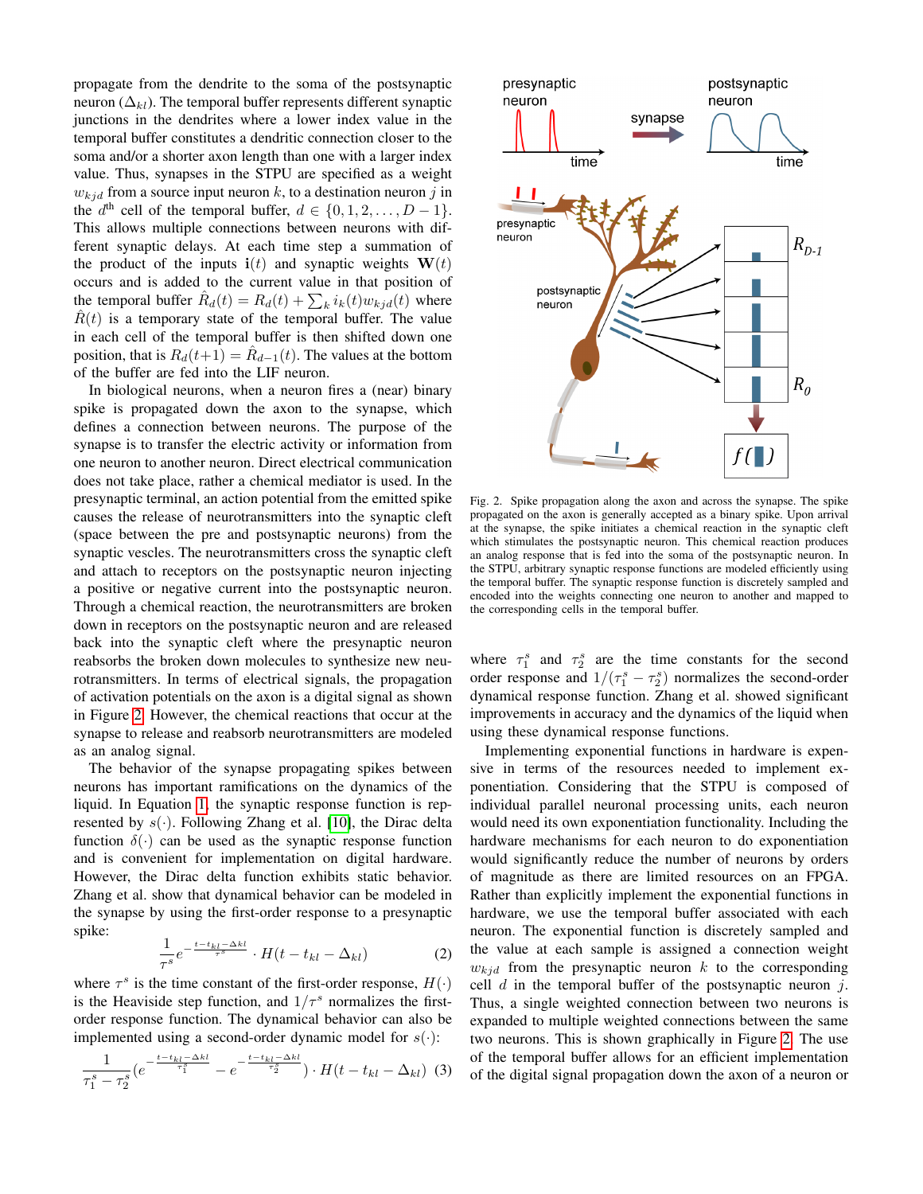propagate from the dendrite to the soma of the postsynaptic neuron ($\Delta_{kl}$). The temporal buffer represents different synaptic junctions in the dendrites where a lower index value in the temporal buffer constitutes a dendritic connection closer to the soma and/or a shorter axon length than one with a larger index value. Thus, synapses in the STPU are specified as a weight $w_{kjd}$ from a source input neuron $k$, to a destination neuron $j$ in the $d^{\text{th}}$ cell of the temporal buffer, $d \in \{0, 1, 2, \ldots, D-1\}$. This allows multiple connections between neurons with different synaptic delays. At each time step a summation of the product of the inputs $\mathbf{i}(t)$ and synaptic weights $\mathbf{W}(t)$ occurs and is added to the current value in that position of the temporal buffer $\hat{R}_d(t) = R_d(t) + \sum_k i_k(t) w_{kjd}(t)$ where $\hat{R}(t)$ is a temporary state of the temporal buffer. The value in each cell of the temporal buffer is then shifted down one position, that is $R_d(t+1) = \hat{R}_{d-1}(t)$. The values at the bottom of the buffer are fed into the LIF neuron.

In biological neurons, when a neuron fires a (near) binary spike is propagated down the axon to the synapse, which defines a connection between neurons. The purpose of the synapse is to transfer the electric activity or information from one neuron to another neuron. Direct electrical communication does not take place, rather a chemical mediator is used. In the presynaptic terminal, an action potential from the emitted spike causes the release of neurotransmitters into the synaptic cleft (space between the pre and postsynaptic neurons) from the synaptic vescles. The neurotransmitters cross the synaptic cleft and attach to receptors on the postsynaptic neuron injecting a positive or negative current into the postsynaptic neuron. Through a chemical reaction, the neurotransmitters are broken down in receptors on the postsynaptic neuron and are released back into the synaptic cleft where the presynaptic neuron reabsorbs the broken down molecules to synthesize new neurotransmitters. In terms of electrical signals, the propagation of activation potentials on the axon is a digital signal as shown in Figure 2. However, the chemical reactions that occur at the synapse to release and reabsorb neurotransmitters are modeled as an analog signal.

The behavior of the synapse propagating spikes between neurons has important ramifications on the dynamics of the liquid. In Equation 1, the synaptic response function is represented by $s(\cdot)$. Following Zhang et al. [10], the Dirac delta function $\delta(\cdot)$ can be used as the synaptic response function and is convenient for implementation on digital hardware. However, the Dirac delta function exhibits static behavior. Zhang et al. show that dynamical behavior can be modeled in the synapse by using the first-order response to a presynaptic spike:

$$\frac{1}{\tau^s} e^{-\frac{t - t_{kl} - \Delta kl}{\tau^s}} \cdot H(t - t_{kl} - \Delta_{kl}) \tag{2}$$

where $\tau^s$ is the time constant of the first-order response, $H(\cdot)$ is the Heaviside step function, and $1/\tau^s$ normalizes the first-order response function. The dynamical behavior can also be implemented using a second-order dynamic model for $s(\cdot)$:

$$\frac{1}{\tau_1^s - \tau_2^s}\left(e^{-\frac{t - t_{kl} - \Delta kl}{\tau_1^s}} - e^{-\frac{t - t_{kl} - \Delta kl}{\tau_2^s}}\right) \cdot H(t - t_{kl} - \Delta_{kl}) \tag{3}$$

Fig. 2. Spike propagation along the axon and across the synapse. The spike propagated on the axon is generally accepted as a binary spike. Upon arrival at the synapse, the spike initiates a chemical reaction in the synaptic cleft which stimulates the postsynaptic neuron. This chemical reaction produces an analog response that is fed into the soma of the postsynaptic neuron. In the STPU, arbitrary synaptic response functions are modeled efficiently using the temporal buffer. The synaptic response function is discretely sampled and encoded into the weights connecting one neuron to another and mapped to the corresponding cells in the temporal buffer.

where $\tau_1^s$ and $\tau_2^s$ are the time constants for the second order response and $1/(\tau_1^s - \tau_2^s)$ normalizes the second-order dynamical response function. Zhang et al. showed significant improvements in accuracy and the dynamics of the liquid when using these dynamical response functions.

Implementing exponential functions in hardware is expensive in terms of the resources needed to implement exponentiation. Considering that the STPU is composed of individual parallel neuronal processing units, each neuron would need its own exponentiation functionality. Including the hardware mechanisms for each neuron to do exponentiation would significantly reduce the number of neurons by orders of magnitude as there are limited resources on an FPGA. Rather than explicitly implement the exponential functions in hardware, we use the temporal buffer associated with each neuron. The exponential function is discretely sampled and the value at each sample is assigned a connection weight $w_{kjd}$ from the presynaptic neuron $k$ to the corresponding cell $d$ in the temporal buffer of the postsynaptic neuron $j$. Thus, a single weighted connection between two neurons is expanded to multiple weighted connections between the same two neurons. This is shown graphically in Figure 2. The use of the temporal buffer allows for an efficient implementation of the digital signal propagation down the axon of a neuron or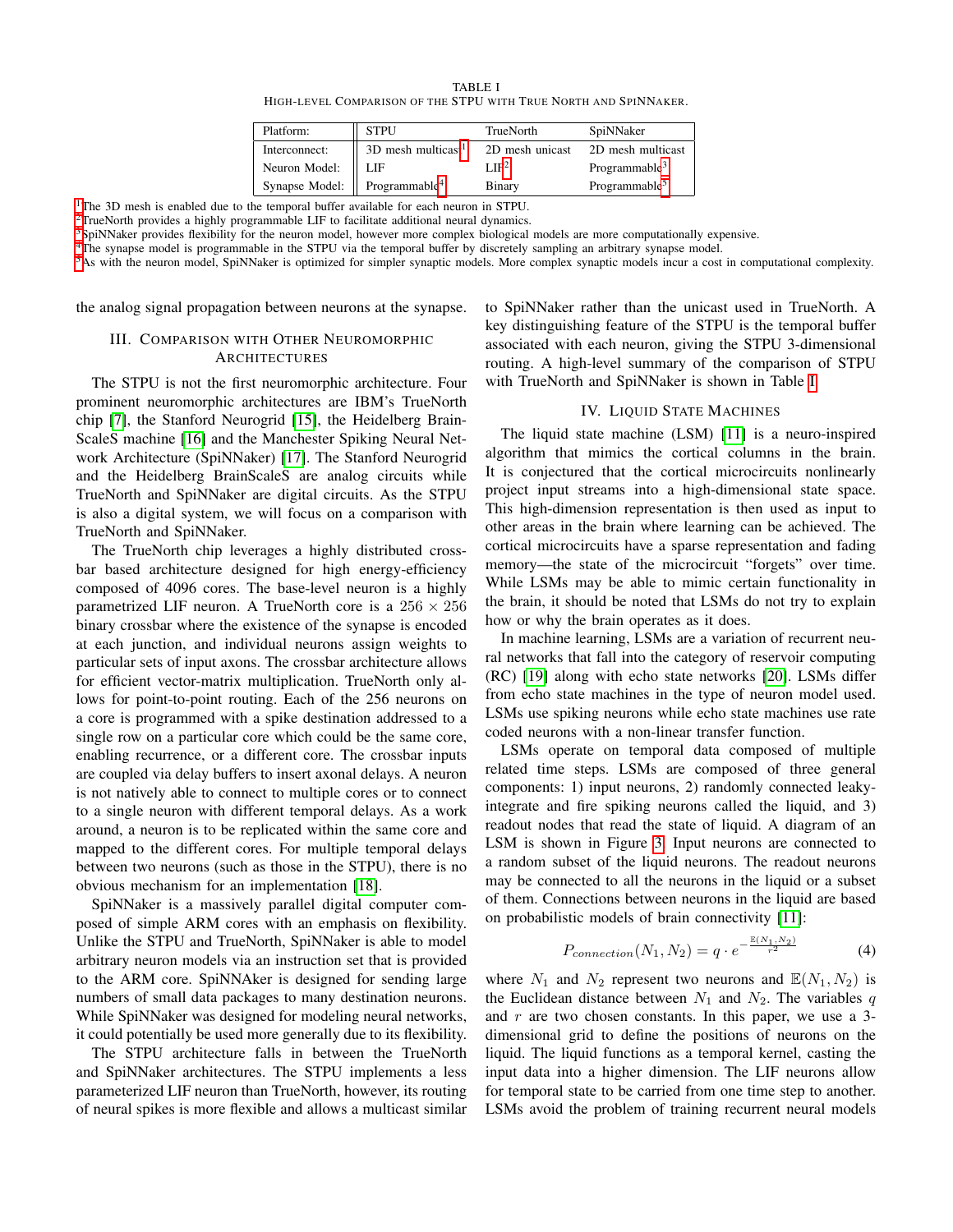TABLE I
HIGH-LEVEL COMPARISON OF THE STPU WITH TRUE NORTH AND SPINNAKER.

| Platform: | STPU | TrueNorth | SpiNNaker |
|---|---|---|---|
| Interconnect: | 3D mesh multicast[1] | 2D mesh unicast | 2D mesh multicast |
| Neuron Model: | LIF | LIF[2] | Programmable[3] |
| Synapse Model: | Programmable[4] | Binary | Programmable[5] |

[1]The 3D mesh is enabled due to the temporal buffer available for each neuron in STPU.
[2]TrueNorth provides a highly programmable LIF to facilitate additional neural dynamics.
[3]SpiNNaker provides flexibility for the neuron model, however more complex biological models are more computationally expensive.
[4]The synapse model is programmable in the STPU via the temporal buffer by discretely sampling an arbitrary synapse model.
[5]As with the neuron model, SpiNNaker is optimized for simpler synaptic models. More complex synaptic models incur a cost in computational complexity.

the analog signal propagation between neurons at the synapse.

## III. Comparison with Other Neuromorphic Architectures

The STPU is not the first neuromorphic architecture. Four prominent neuromorphic architectures are IBM's TrueNorth chip [7], the Stanford Neurogrid [15], the Heidelberg BrainScaleS machine [16] and the Manchester Spiking Neural Network Architecture (SpiNNaker) [17]. The Stanford Neurogrid and the Heidelberg BrainScaleS are analog circuits while TrueNorth and SpiNNaker are digital circuits. As the STPU is also a digital system, we will focus on a comparison with TrueNorth and SpiNNaker.

The TrueNorth chip leverages a highly distributed crossbar based architecture designed for high energy-efficiency composed of 4096 cores. The base-level neuron is a highly parametrized LIF neuron. A TrueNorth core is a $256 \times 256$ binary crossbar where the existence of the synapse is encoded at each junction, and individual neurons assign weights to particular sets of input axons. The crossbar architecture allows for efficient vector-matrix multiplication. TrueNorth only allows for point-to-point routing. Each of the 256 neurons on a core is programmed with a spike destination addressed to a single row on a particular core which could be the same core, enabling recurrence, or a different core. The crossbar inputs are coupled via delay buffers to insert axonal delays. A neuron is not natively able to connect to multiple cores or to connect to a single neuron with different temporal delays. As a work around, a neuron is to be replicated within the same core and mapped to the different cores. For multiple temporal delays between two neurons (such as those in the STPU), there is no obvious mechanism for an implementation [18].

SpiNNaker is a massively parallel digital computer composed of simple ARM cores with an emphasis on flexibility. Unlike the STPU and TrueNorth, SpiNNaker is able to model arbitrary neuron models via an instruction set that is provided to the ARM core. SpiNNAker is designed for sending large numbers of small data packages to many destination neurons. While SpiNNaker was designed for modeling neural networks, it could potentially be used more generally due to its flexibility.

The STPU architecture falls in between the TrueNorth and SpiNNaker architectures. The STPU implements a less parameterized LIF neuron than TrueNorth, however, its routing of neural spikes is more flexible and allows a multicast similar to SpiNNaker rather than the unicast used in TrueNorth. A key distinguishing feature of the STPU is the temporal buffer associated with each neuron, giving the STPU 3-dimensional routing. A high-level summary of the comparison of STPU with TrueNorth and SpiNNaker is shown in Table I.

## IV. Liquid State Machines

The liquid state machine (LSM) [11] is a neuro-inspired algorithm that mimics the cortical columns in the brain. It is conjectured that the cortical microcircuits nonlinearly project input streams into a high-dimensional state space. This high-dimension representation is then used as input to other areas in the brain where learning can be achieved. The cortical microcircuits have a sparse representation and fading memory—the state of the microcircuit "forgets" over time. While LSMs may be able to mimic certain functionality in the brain, it should be noted that LSMs do not try to explain how or why the brain operates as it does.

In machine learning, LSMs are a variation of recurrent neural networks that fall into the category of reservoir computing (RC) [19] along with echo state networks [20]. LSMs differ from echo state machines in the type of neuron model used. LSMs use spiking neurons while echo state machines use rate coded neurons with a non-linear transfer function.

LSMs operate on temporal data composed of multiple related time steps. LSMs are composed of three general components: 1) input neurons, 2) randomly connected leaky-integrate and fire spiking neurons called the liquid, and 3) readout nodes that read the state of liquid. A diagram of an LSM is shown in Figure 3. Input neurons are connected to a random subset of the liquid neurons. The readout neurons may be connected to all the neurons in the liquid or a subset of them. Connections between neurons in the liquid are based on probabilistic models of brain connectivity [11]:

$$P_{connection}(N_1, N_2) = q \cdot e^{-\frac{\mathbb{E}(N_1, N_2)}{r^2}} \tag{4}$$

where $N_1$ and $N_2$ represent two neurons and $\mathbb{E}(N_1, N_2)$ is the Euclidean distance between $N_1$ and $N_2$. The variables $q$ and $r$ are two chosen constants. In this paper, we use a 3-dimensional grid to define the positions of neurons on the liquid. The liquid functions as a temporal kernel, casting the input data into a higher dimension. The LIF neurons allow for temporal state to be carried from one time step to another. LSMs avoid the problem of training recurrent neural models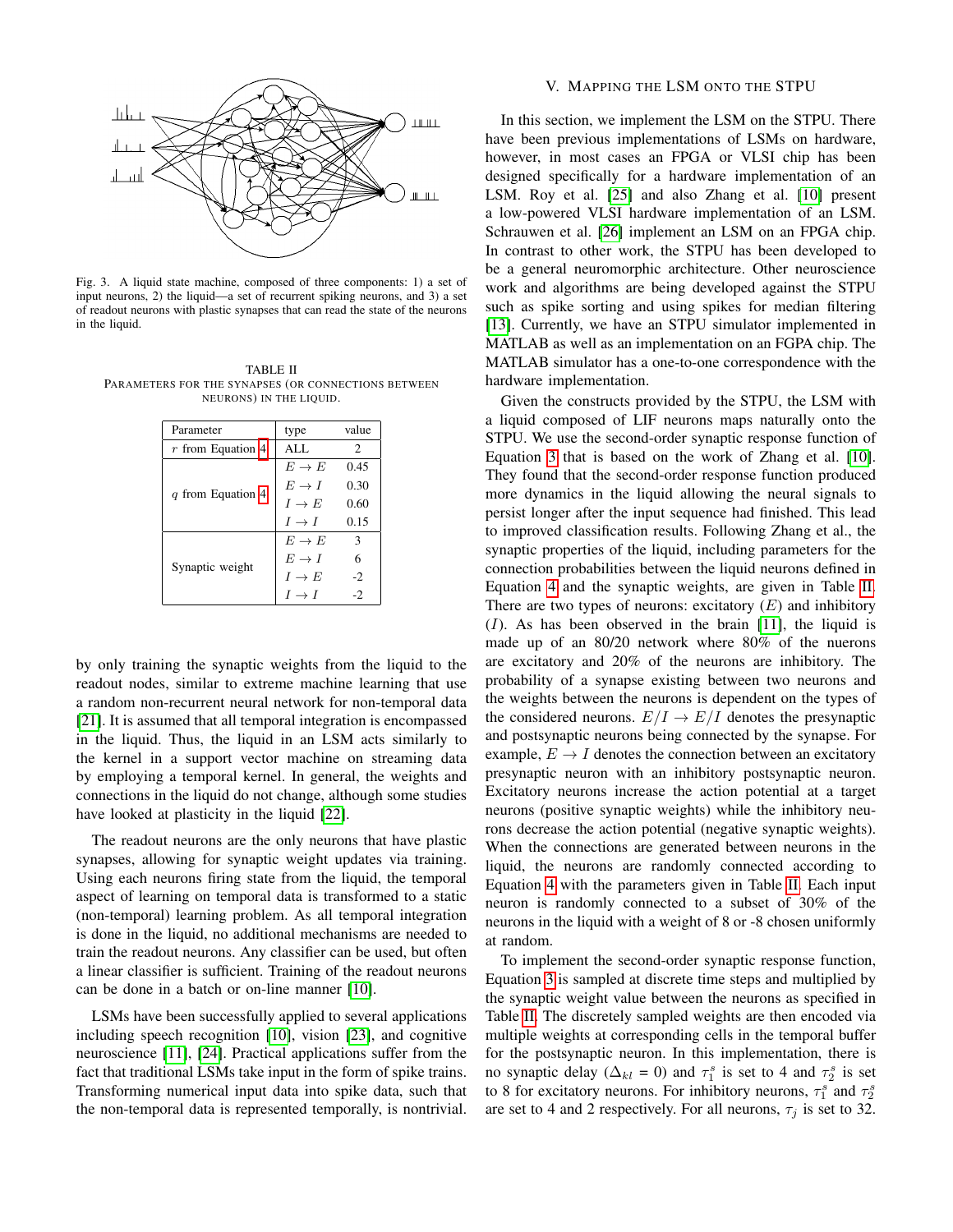Fig. 3. A liquid state machine, composed of three components: 1) a set of input neurons, 2) the liquid—a set of recurrent spiking neurons, and 3) a set of readout neurons with plastic synapses that can read the state of the neurons in the liquid.

TABLE II
PARAMETERS FOR THE SYNAPSES (OR CONNECTIONS BETWEEN NEURONS) IN THE LIQUID.

| Parameter | type | value |
|---|---|---|
| $r$ from Equation 4 | ALL | 2 |
| $q$ from Equation 4 | $E \rightarrow E$ | 0.45 |
| | $E \rightarrow I$ | 0.30 |
| | $I \rightarrow E$ | 0.60 |
| | $I \rightarrow I$ | 0.15 |
| Synaptic weight | $E \rightarrow E$ | 3 |
| | $E \rightarrow I$ | 6 |
| | $I \rightarrow E$ | -2 |
| | $I \rightarrow I$ | -2 |

by only training the synaptic weights from the liquid to the readout nodes, similar to extreme machine learning that use a random non-recurrent neural network for non-temporal data [21]. It is assumed that all temporal integration is encompassed in the liquid. Thus, the liquid in an LSM acts similarly to the kernel in a support vector machine on streaming data by employing a temporal kernel. In general, the weights and connections in the liquid do not change, although some studies have looked at plasticity in the liquid [22].

The readout neurons are the only neurons that have plastic synapses, allowing for synaptic weight updates via training. Using each neurons firing state from the liquid, the temporal aspect of learning on temporal data is transformed to a static (non-temporal) learning problem. As all temporal integration is done in the liquid, no additional mechanisms are needed to train the readout neurons. Any classifier can be used, but often a linear classifier is sufficient. Training of the readout neurons can be done in a batch or on-line manner [10].

LSMs have been successfully applied to several applications including speech recognition [10], vision [23], and cognitive neuroscience [11], [24]. Practical applications suffer from the fact that traditional LSMs take input in the form of spike trains. Transforming numerical input data into spike data, such that the non-temporal data is represented temporally, is nontrivial.

## V. Mapping the LSM onto the STPU

In this section, we implement the LSM on the STPU. There have been previous implementations of LSMs on hardware, however, in most cases an FPGA or VLSI chip has been designed specifically for a hardware implementation of an LSM. Roy et al. [25] and also Zhang et al. [10] present a low-powered VLSI hardware implementation of an LSM. Schrauwen et al. [26] implement an LSM on an FPGA chip. In contrast to other work, the STPU has been developed to be a general neuromorphic architecture. Other neuroscience work and algorithms are being developed against the STPU such as spike sorting and using spikes for median filtering [13]. Currently, we have an STPU simulator implemented in MATLAB as well as an implementation on an FGPA chip. The MATLAB simulator has a one-to-one correspondence with the hardware implementation.

Given the constructs provided by the STPU, the LSM with a liquid composed of LIF neurons maps naturally onto the STPU. We use the second-order synaptic response function of Equation 3 that is based on the work of Zhang et al. [10]. They found that the second-order response function produced more dynamics in the liquid allowing the neural signals to persist longer after the input sequence had finished. This lead to improved classification results. Following Zhang et al., the synaptic properties of the liquid, including parameters for the connection probabilities between the liquid neurons defined in Equation 4 and the synaptic weights, are given in Table II. There are two types of neurons: excitatory ($E$) and inhibitory ($I$). As has been observed in the brain [11], the liquid is made up of an 80/20 network where 80% of the nuerons are excitatory and 20% of the neurons are inhibitory. The probability of a synapse existing between two neurons and the weights between the neurons is dependent on the types of the considered neurons. $E/I \rightarrow E/I$ denotes the presynaptic and postsynaptic neurons being connected by the synapse. For example, $E \rightarrow I$ denotes the connection between an excitatory presynaptic neuron with an inhibitory postsynaptic neuron. Excitatory neurons increase the action potential at a target neurons (positive synaptic weights) while the inhibitory neurons decrease the action potential (negative synaptic weights). When the connections are generated between neurons in the liquid, the neurons are randomly connected according to Equation 4 with the parameters given in Table II. Each input neuron is randomly connected to a subset of 30% of the neurons in the liquid with a weight of 8 or -8 chosen uniformly at random.

To implement the second-order synaptic response function, Equation 3 is sampled at discrete time steps and multiplied by the synaptic weight value between the neurons as specified in Table II. The discretely sampled weights are then encoded via multiple weights at corresponding cells in the temporal buffer for the postsynaptic neuron. In this implementation, there is no synaptic delay ($\Delta_{kl}$ = 0) and $\tau_1^s$ is set to 4 and $\tau_2^s$ is set to 8 for excitatory neurons. For inhibitory neurons, $\tau_1^s$ and $\tau_2^s$ are set to 4 and 2 respectively. For all neurons, $\tau_j$ is set to 32.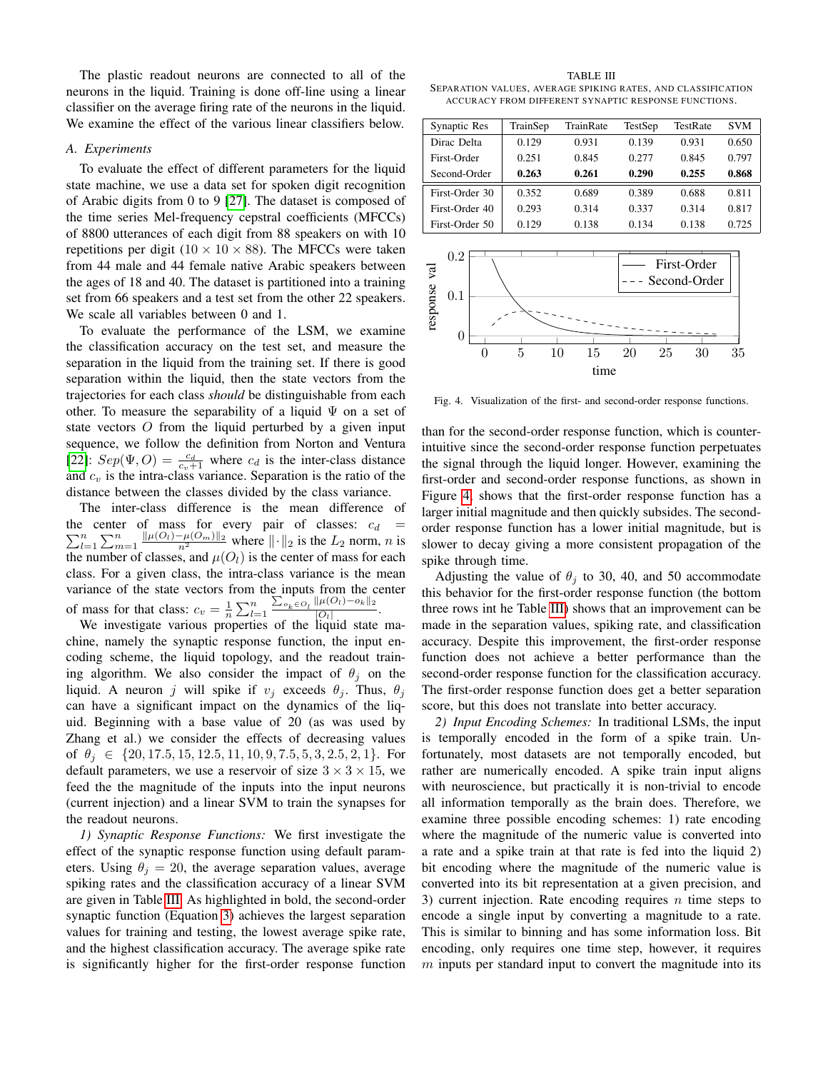The plastic readout neurons are connected to all of the neurons in the liquid. Training is done off-line using a linear classifier on the average firing rate of the neurons in the liquid. We examine the effect of the various linear classifiers below.

### A. Experiments

To evaluate the effect of different parameters for the liquid state machine, we use a data set for spoken digit recognition of Arabic digits from 0 to 9 [27]. The dataset is composed of the time series Mel-frequency cepstral coefficients (MFCCs) of 8800 utterances of each digit from 88 speakers on with 10 repetitions per digit ($10 \times 10 \times 88$). The MFCCs were taken from 44 male and 44 female native Arabic speakers between the ages of 18 and 40. The dataset is partitioned into a training set from 66 speakers and a test set from the other 22 speakers. We scale all variables between 0 and 1.

To evaluate the performance of the LSM, we examine the classification accuracy on the test set, and measure the separation in the liquid from the training set. If there is good separation within the liquid, then the state vectors from the trajectories for each class *should* be distinguishable from each other. To measure the separability of a liquid $\Psi$ on a set of state vectors $O$ from the liquid perturbed by a given input sequence, we follow the definition from Norton and Ventura [22]: $Sep(\Psi, O) = \frac{c_d}{c_v+1}$ where $c_d$ is the inter-class distance and $c_v$ is the intra-class variance. Separation is the ratio of the distance between the classes divided by the class variance.

The inter-class difference is the mean difference of the center of mass for every pair of classes: $c_d = \sum_{l=1}^{n}\sum_{m=1}^{n} \frac{\|\mu(O_l)-\mu(O_m)\|_2}{n^2}$ where $\|\cdot\|_2$ is the $L_2$ norm, $n$ is the number of classes, and $\mu(O_l)$ is the center of mass for each class. For a given class, the intra-class variance is the mean variance of the state vectors from the inputs from the center of mass for that class: $c_v = \frac{1}{n}\sum_{l=1}^{n} \frac{\sum_{o_k \in O_l} \|\mu(O_l)-o_k\|_2}{|O_l|}$.

We investigate various properties of the liquid state machine, namely the synaptic response function, the input encoding scheme, the liquid topology, and the readout training algorithm. We also consider the impact of $\theta_j$ on the liquid. A neuron $j$ will spike if $v_j$ exceeds $\theta_j$. Thus, $\theta_j$ can have a significant impact on the dynamics of the liquid. Beginning with a base value of 20 (as was used by Zhang et al.) we consider the effects of decreasing values of $\theta_j \in \{20, 17.5, 15, 12.5, 11, 10, 9, 7.5, 5, 3, 2.5, 2, 1\}$. For default parameters, we use a reservoir of size $3 \times 3 \times 15$, we feed the the magnitude of the inputs into the input neurons (current injection) and a linear SVM to train the synapses for the readout neurons.

*1) Synaptic Response Functions:* We first investigate the effect of the synaptic response function using default parameters. Using $\theta_j = 20$, the average separation values, average spiking rates and the classification accuracy of a linear SVM are given in Table III. As highlighted in bold, the second-order synaptic function (Equation 3) achieves the largest separation values for training and testing, the lowest average spike rate, and the highest classification accuracy. The average spike rate is significantly higher for the first-order response function than for the second-order response function, which is counter-intuitive since the second-order response function perpetuates the signal through the liquid longer. However, examining the first-order and second-order response functions, as shown in Figure 4, shows that the first-order response function has a larger initial magnitude and then quickly subsides. The second-order response function has a lower initial magnitude, but is slower to decay giving a more consistent propagation of the spike through time.

TABLE III
SEPARATION VALUES, AVERAGE SPIKING RATES, AND CLASSIFICATION ACCURACY FROM DIFFERENT SYNAPTIC RESPONSE FUNCTIONS.

| Synaptic Res | TrainSep | TrainRate | TestSep | TestRate | SVM |
|---|---|---|---|---|---|
| Dirac Delta | 0.129 | 0.931 | 0.139 | 0.931 | 0.650 |
| First-Order | 0.251 | 0.845 | 0.277 | 0.845 | 0.797 |
| Second-Order | **0.263** | **0.261** | **0.290** | **0.255** | **0.868** |
| First-Order 30 | 0.352 | 0.689 | 0.389 | 0.688 | 0.811 |
| First-Order 40 | 0.293 | 0.314 | 0.337 | 0.314 | 0.817 |
| First-Order 50 | 0.129 | 0.138 | 0.134 | 0.138 | 0.725 |

Fig. 4. Visualization of the first- and second-order response functions.

Adjusting the value of $\theta_j$ to 30, 40, and 50 accommodate this behavior for the first-order response function (the bottom three rows int he Table III) shows that an improvement can be made in the separation values, spiking rate, and classification accuracy. Despite this improvement, the first-order response function does not achieve a better performance than the second-order response function for the classification accuracy. The first-order response function does get a better separation score, but this does not translate into better accuracy.

*2) Input Encoding Schemes:* In traditional LSMs, the input is temporally encoded in the form of a spike train. Unfortunately, most datasets are not temporally encoded, but rather are numerically encoded. A spike train input aligns with neuroscience, but practically it is non-trivial to encode all information temporally as the brain does. Therefore, we examine three possible encoding schemes: 1) rate encoding where the magnitude of the numeric value is converted into a rate and a spike train at that rate is fed into the liquid 2) bit encoding where the magnitude of the numeric value is converted into its bit representation at a given precision, and 3) current injection. Rate encoding requires $n$ time steps to encode a single input by converting a magnitude to a rate. This is similar to binning and has some information loss. Bit encoding, only requires one time step, however, it requires $m$ inputs per standard input to convert the magnitude into its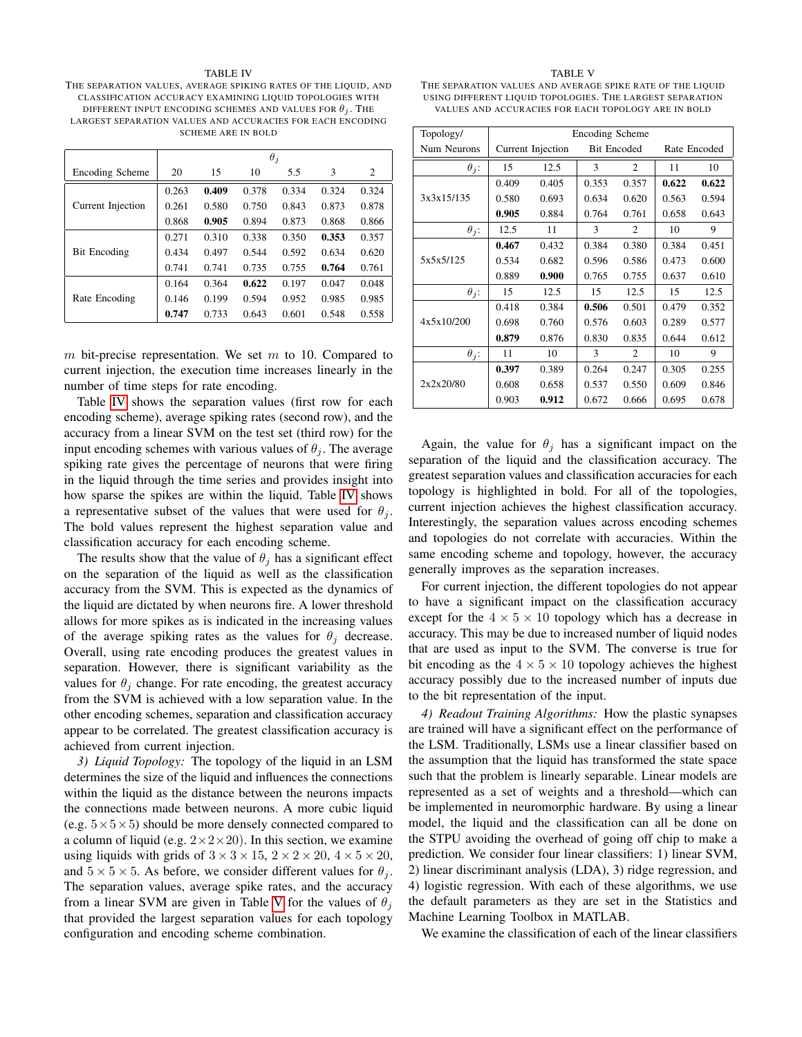TABLE IV

THE SEPARATION VALUES, AVERAGE SPIKING RATES OF THE LIQUID, AND CLASSIFICATION ACCURACY EXAMINING LIQUID TOPOLOGIES WITH DIFFERENT INPUT ENCODING SCHEMES AND VALUES FOR $\theta_j$. THE LARGEST SEPARATION VALUES AND ACCURACIES FOR EACH ENCODING SCHEME ARE IN BOLD

| | $\theta_j$ | | | | | |
|---|---|---|---|---|---|---|
| Encoding Scheme | 20 | 15 | 10 | 5.5 | 3 | 2 |
| Current Injection | 0.263 | **0.409** | 0.378 | 0.334 | 0.324 | 0.324 |
| | 0.261 | 0.580 | 0.750 | 0.843 | 0.873 | 0.878 |
| | 0.868 | **0.905** | 0.894 | 0.873 | 0.868 | 0.866 |
| Bit Encoding | 0.271 | 0.310 | 0.338 | 0.350 | **0.353** | 0.357 |
| | 0.434 | 0.497 | 0.544 | 0.592 | 0.634 | 0.620 |
| | 0.741 | 0.741 | 0.735 | 0.755 | **0.764** | 0.761 |
| Rate Encoding | 0.164 | 0.364 | **0.622** | 0.197 | 0.047 | 0.048 |
| | 0.146 | 0.199 | 0.594 | 0.952 | 0.985 | 0.985 |
| | **0.747** | 0.733 | 0.643 | 0.601 | 0.548 | 0.558 |

$m$ bit-precise representation. We set $m$ to 10. Compared to current injection, the execution time increases linearly in the number of time steps for rate encoding.

Table IV shows the separation values (first row for each encoding scheme), average spiking rates (second row), and the accuracy from a linear SVM on the test set (third row) for the input encoding schemes with various values of $\theta_j$. The average spiking rate gives the percentage of neurons that were firing in the liquid through the time series and provides insight into how sparse the spikes are within the liquid. Table IV shows a representative subset of the values that were used for $\theta_j$. The bold values represent the highest separation value and classification accuracy for each encoding scheme.

The results show that the value of $\theta_j$ has a significant effect on the separation of the liquid as well as the classification accuracy from the SVM. This is expected as the dynamics of the liquid are dictated by when neurons fire. A lower threshold allows for more spikes as is indicated in the increasing values of the average spiking rates as the values for $\theta_j$ decrease. Overall, using rate encoding produces the greatest values in separation. However, there is significant variability as the values for $\theta_j$ change. For rate encoding, the greatest accuracy from the SVM is achieved with a low separation value. In the other encoding schemes, separation and classification accuracy appear to be correlated. The greatest classification accuracy is achieved from current injection.

*3) Liquid Topology:* The topology of the liquid in an LSM determines the size of the liquid and influences the connections within the liquid as the distance between the neurons impacts the connections made between neurons. A more cubic liquid (e.g. $5 \times 5 \times 5$) should be more densely connected compared to a column of liquid (e.g. $2 \times 2 \times 20$). In this section, we examine using liquids with grids of $3 \times 3 \times 15$, $2 \times 2 \times 20$, $4 \times 5 \times 20$, and $5 \times 5 \times 5$. As before, we consider different values for $\theta_j$. The separation values, average spike rates, and the accuracy from a linear SVM are given in Table V for the values of $\theta_j$ that provided the largest separation values for each topology configuration and encoding scheme combination.

TABLE V

THE SEPARATION VALUES AND AVERAGE SPIKE RATE OF THE LIQUID USING DIFFERENT LIQUID TOPOLOGIES. THE LARGEST SEPARATION VALUES AND ACCURACIES FOR EACH TOPOLOGY ARE IN BOLD

| Topology/ | Encoding Scheme | | | | | |
|---|---|---|---|---|---|---|
| Num Neurons | Current Injection | | Bit Encoded | | Rate Encoded | |
| $\theta_j$: | 15 | 12.5 | 3 | 2 | 11 | 10 |
| 3x3x15/135 | 0.409 | 0.405 | 0.353 | 0.357 | **0.622** | **0.622** |
| | 0.580 | 0.693 | 0.634 | 0.620 | 0.563 | 0.594 |
| | **0.905** | 0.884 | 0.764 | 0.761 | 0.658 | 0.643 |
| $\theta_j$: | 12.5 | 11 | 3 | 2 | 10 | 9 |
| 5x5x5/125 | **0.467** | 0.432 | 0.384 | 0.380 | 0.384 | 0.451 |
| | 0.534 | 0.682 | 0.596 | 0.586 | 0.473 | 0.600 |
| | 0.889 | **0.900** | 0.765 | 0.755 | 0.637 | 0.610 |
| $\theta_j$: | 15 | 12.5 | 15 | 12.5 | 15 | 12.5 |
| 4x5x10/200 | 0.418 | 0.384 | **0.506** | 0.501 | 0.479 | 0.352 |
| | 0.698 | 0.760 | 0.576 | 0.603 | 0.289 | 0.577 |
| | **0.879** | 0.876 | 0.830 | 0.835 | 0.644 | 0.612 |
| $\theta_j$: | 11 | 10 | 3 | 2 | 10 | 9 |
| 2x2x20/80 | **0.397** | 0.389 | 0.264 | 0.247 | 0.305 | 0.255 |
| | 0.608 | 0.658 | 0.537 | 0.550 | 0.609 | 0.846 |
| | 0.903 | **0.912** | 0.672 | 0.666 | 0.695 | 0.678 |

Again, the value for $\theta_j$ has a significant impact on the separation of the liquid and the classification accuracy. The greatest separation values and classification accuracies for each topology is highlighted in bold. For all of the topologies, current injection achieves the highest classification accuracy. Interestingly, the separation values across encoding schemes and topologies do not correlate with accuracies. Within the same encoding scheme and topology, however, the accuracy generally improves as the separation increases.

For current injection, the different topologies do not appear to have a significant impact on the classification accuracy except for the $4 \times 5 \times 10$ topology which has a decrease in accuracy. This may be due to increased number of liquid nodes that are used as input to the SVM. The converse is true for bit encoding as the $4 \times 5 \times 10$ topology achieves the highest accuracy possibly due to the increased number of inputs due to the bit representation of the input.

*4) Readout Training Algorithms:* How the plastic synapses are trained will have a significant effect on the performance of the LSM. Traditionally, LSMs use a linear classifier based on the assumption that the liquid has transformed the state space such that the problem is linearly separable. Linear models are represented as a set of weights and a threshold—which can be implemented in neuromorphic hardware. By using a linear model, the liquid and the classification can all be done on the STPU avoiding the overhead of going off chip to make a prediction. We consider four linear classifiers: 1) linear SVM, 2) linear discriminant analysis (LDA), 3) ridge regression, and 4) logistic regression. With each of these algorithms, we use the default parameters as they are set in the Statistics and Machine Learning Toolbox in MATLAB.

We examine the classification of each of the linear classifiers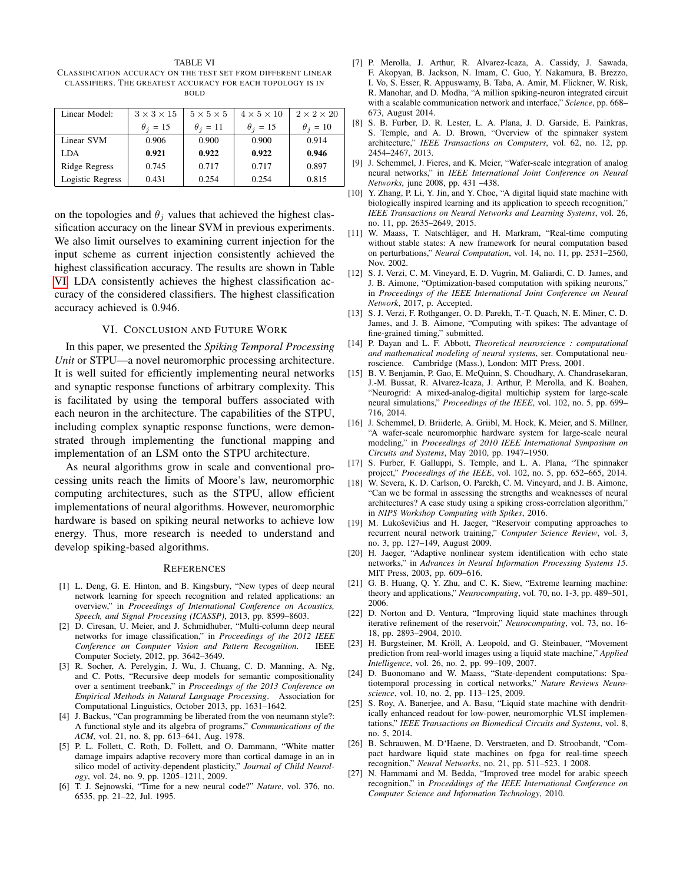TABLE VI
CLASSIFICATION ACCURACY ON THE TEST SET FROM DIFFERENT LINEAR CLASSIFIERS. THE GREATEST ACCURACY FOR EACH TOPOLOGY IS IN BOLD

| Linear Model: | $3 \times 3 \times 15$ | $5 \times 5 \times 5$ | $4 \times 5 \times 10$ | $2 \times 2 \times 20$ |
|---|---|---|---|---|
| | $\theta_j = 15$ | $\theta_j = 11$ | $\theta_j = 15$ | $\theta_j = 10$ |
| Linear SVM | 0.906 | 0.900 | 0.900 | 0.914 |
| LDA | **0.921** | **0.922** | **0.922** | **0.946** |
| Ridge Regress | 0.745 | 0.717 | 0.717 | 0.897 |
| Logistic Regress | 0.431 | 0.254 | 0.254 | 0.815 |

on the topologies and $\theta_j$ values that achieved the highest classification accuracy on the linear SVM in previous experiments. We also limit ourselves to examining current injection for the input scheme as current injection consistently achieved the highest classification accuracy. The results are shown in Table VI. LDA consistently achieves the highest classification accuracy of the considered classifiers. The highest classification accuracy achieved is 0.946.

## VI. Conclusion and Future Work

In this paper, we presented the *Spiking Temporal Processing Unit* or STPU—a novel neuromorphic processing architecture. It is well suited for efficiently implementing neural networks and synaptic response functions of arbitrary complexity. This is facilitated by using the temporal buffers associated with each neuron in the architecture. The capabilities of the STPU, including complex synaptic response functions, were demonstrated through implementing the functional mapping and implementation of an LSM onto the STPU architecture.

As neural algorithms grow in scale and conventional processing units reach the limits of Moore's law, neuromorphic computing architectures, such as the STPU, allow efficient implementations of neural algorithms. However, neuromorphic hardware is based on spiking neural networks to achieve low energy. Thus, more research is needed to understand and develop spiking-based algorithms.

## References

[1] L. Deng, G. E. Hinton, and B. Kingsbury, "New types of deep neural network learning for speech recognition and related applications: an overview," in *Proceedings of International Conference on Acoustics, Speech, and Signal Processing (ICASSP)*, 2013, pp. 8599–8603.

[2] D. Ciresan, U. Meier, and J. Schmidhuber, "Multi-column deep neural networks for image classification," in *Proceedings of the 2012 IEEE Conference on Computer Vision and Pattern Recognition*. IEEE Computer Society, 2012, pp. 3642–3649.

[3] R. Socher, A. Perelygin, J. Wu, J. Chuang, C. D. Manning, A. Ng, and C. Potts, "Recursive deep models for semantic compositionality over a sentiment treebank," in *Proceedings of the 2013 Conference on Empirical Methods in Natural Language Processing*. Association for Computational Linguistics, October 2013, pp. 1631–1642.

[4] J. Backus, "Can programming be liberated from the von neumann style?: A functional style and its algebra of programs," *Communications of the ACM*, vol. 21, no. 8, pp. 613–641, Aug. 1978.

[5] P. L. Follett, C. Roth, D. Follett, and O. Dammann, "White matter damage impairs adaptive recovery more than cortical damage in an in silico model of activity-dependent plasticity," *Journal of Child Neurology*, vol. 24, no. 9, pp. 1205–1211, 2009.

[6] T. J. Sejnowski, "Time for a new neural code?" *Nature*, vol. 376, no. 6535, pp. 21–22, Jul. 1995.

[7] P. Merolla, J. Arthur, R. Alvarez-Icaza, A. Cassidy, J. Sawada, F. Akopyan, B. Jackson, N. Imam, C. Guo, Y. Nakamura, B. Brezzo, I. Vo, S. Esser, R. Appuswamy, B. Taba, A. Amir, M. Flickner, W. Risk, R. Manohar, and D. Modha, "A million spiking-neuron integrated circuit with a scalable communication network and interface," *Science*, pp. 668–673, August 2014.

[8] S. B. Furber, D. R. Lester, L. A. Plana, J. D. Garside, E. Painkras, S. Temple, and A. D. Brown, "Overview of the spinnaker system architecture," *IEEE Transactions on Computers*, vol. 62, no. 12, pp. 2454–2467, 2013.

[9] J. Schemmel, J. Fieres, and K. Meier, "Wafer-scale integration of analog neural networks," in *IEEE International Joint Conference on Neural Networks*, june 2008, pp. 431 –438.

[10] Y. Zhang, P. Li, Y. Jin, and Y. Choe, "A digital liquid state machine with biologically inspired learning and its application to speech recognition," *IEEE Transactions on Neural Networks and Learning Systems*, vol. 26, no. 11, pp. 2635–2649, 2015.

[11] W. Maass, T. Natschläger, and H. Markram, "Real-time computing without stable states: A new framework for neural computation based on perturbations," *Neural Computation*, vol. 14, no. 11, pp. 2531–2560, Nov. 2002.

[12] S. J. Verzi, C. M. Vineyard, E. D. Vugrin, M. Galiardi, C. D. James, and J. B. Aimone, "Optimization-based computation with spiking neurons," in *Proceedings of the IEEE International Joint Conference on Neural Network*, 2017, p. Accepted.

[13] S. J. Verzi, F. Rothganger, O. D. Parekh, T.-T. Quach, N. E. Miner, C. D. James, and J. B. Aimone, "Computing with spikes: The advantage of fine-grained timing," submitted.

[14] P. Dayan and L. F. Abbott, *Theoretical neuroscience : computational and mathematical modeling of neural systems*, ser. Computational neuroscience. Cambridge (Mass.), London: MIT Press, 2001.

[15] B. V. Benjamin, P. Gao, E. McQuinn, S. Choudhary, A. Chandrasekaran, J.-M. Bussat, R. Alvarez-Icaza, J. Arthur, P. Merolla, and K. Boahen, "Neurogrid: A mixed-analog-digital multichip system for large-scale neural simulations," *Proceedings of the IEEE*, vol. 102, no. 5, pp. 699–716, 2014.

[16] J. Schemmel, D. Briiderle, A. Griibl, M. Hock, K. Meier, and S. Millner, "A wafer-scale neuromorphic hardware system for large-scale neural modeling," in *Proceedings of 2010 IEEE International Symposium on Circuits and Systems*, May 2010, pp. 1947–1950.

[17] S. Furber, F. Galluppi, S. Temple, and L. A. Plana, "The spinnaker project," *Proceedings of the IEEE*, vol. 102, no. 5, pp. 652–665, 2014.

[18] W. Severa, K. D. Carlson, O. Parekh, C. M. Vineyard, and J. B. Aimone, "Can we be formal in assessing the strengths and weaknesses of neural architectures? A case study using a spiking cross-correlation algorithm," in *NIPS Workshop Computing with Spikes*, 2016.

[19] M. Lukoševičius and H. Jaeger, "Reservoir computing approaches to recurrent neural network training," *Computer Science Review*, vol. 3, no. 3, pp. 127–149, August 2009.

[20] H. Jaeger, "Adaptive nonlinear system identification with echo state networks," in *Advances in Neural Information Processing Systems 15*. MIT Press, 2003, pp. 609–616.

[21] G. B. Huang, Q. Y. Zhu, and C. K. Siew, "Extreme learning machine: theory and applications," *Neurocomputing*, vol. 70, no. 1-3, pp. 489–501, 2006.

[22] D. Norton and D. Ventura, "Improving liquid state machines through iterative refinement of the reservoir," *Neurocomputing*, vol. 73, no. 16-18, pp. 2893–2904, 2010.

[23] H. Burgsteiner, M. Kröll, A. Leopold, and G. Steinbauer, "Movement prediction from real-world images using a liquid state machine," *Applied Intelligence*, vol. 26, no. 2, pp. 99–109, 2007.

[24] D. Buonomano and W. Maass, "State-dependent computations: Spatiotemporal processing in cortical networks," *Nature Reviews Neuroscience*, vol. 10, no. 2, pp. 113–125, 2009.

[25] S. Roy, A. Banerjee, and A. Basu, "Liquid state machine with dendritically enhanced readout for low-power, neuromorphic VLSI implementations," *IEEE Transactions on Biomedical Circuits and Systems*, vol. 8, no. 5, 2014.

[26] B. Schrauwen, M. D'Haene, D. Verstraeten, and D. Stroobandt, "Compact hardware liquid state machines on fpga for real-time speech recognition," *Neural Networks*, no. 21, pp. 511–523, 1 2008.

[27] N. Hammami and M. Bedda, "Improved tree model for arabic speech recognition," in *Proceddings of the IEEE International Conference on Computer Science and Information Technology*, 2010.